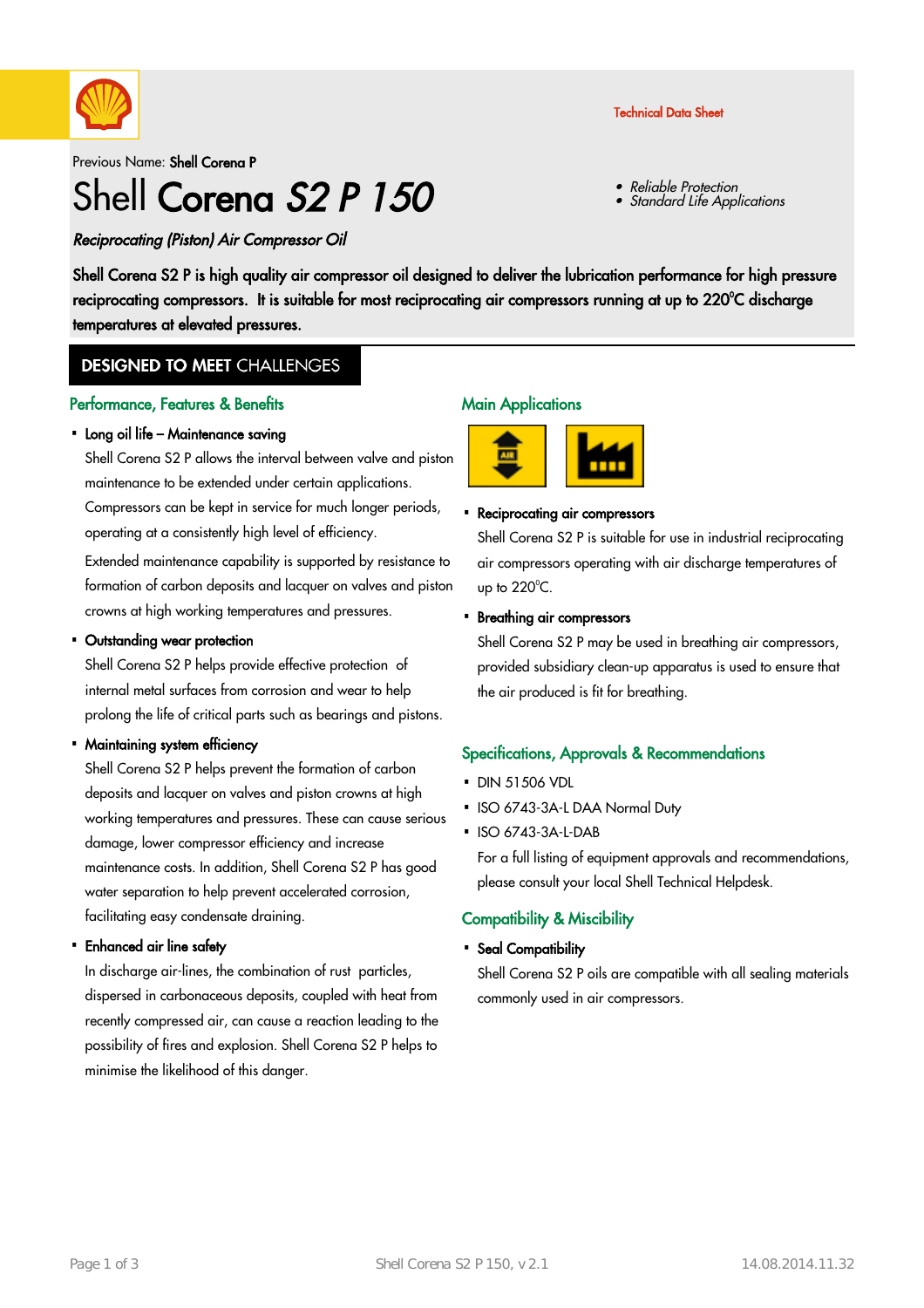Technical Data Sheet

Previous Name: **Shell Corena P**

# Shell Corena *S2 P 150*

- *Reliable Protection*
- *Standard Life Applications*

***Reciprocating (Piston) Air Compressor Oil***

**Shell Corena S2 P is high quality air compressor oil designed to deliver the lubrication performance for high pressure reciprocating compressors. It is suitable for most reciprocating air compressors running at up to 220°C discharge temperatures at elevated pressures.**

## DESIGNED TO MEET CHALLENGES

### Performance, Features & Benefits

- **Long oil life – Maintenance saving**

  Shell Corena S2 P allows the interval between valve and piston maintenance to be extended under certain applications. Compressors can be kept in service for much longer periods, operating at a consistently high level of efficiency.

  Extended maintenance capability is supported by resistance to formation of carbon deposits and lacquer on valves and piston crowns at high working temperatures and pressures.

- **Outstanding wear protection**

  Shell Corena S2 P helps provide effective protection of internal metal surfaces from corrosion and wear to help prolong the life of critical parts such as bearings and pistons.

- **Maintaining system efficiency**

  Shell Corena S2 P helps prevent the formation of carbon deposits and lacquer on valves and piston crowns at high working temperatures and pressures. These can cause serious damage, lower compressor efficiency and increase maintenance costs. In addition, Shell Corena S2 P has good water separation to help prevent accelerated corrosion, facilitating easy condensate draining.

- **Enhanced air line safety**

  In discharge air-lines, the combination of rust particles, dispersed in carbonaceous deposits, coupled with heat from recently compressed air, can cause a reaction leading to the possibility of fires and explosion. Shell Corena S2 P helps to minimise the likelihood of this danger.

### Main Applications

- **Reciprocating air compressors**

  Shell Corena S2 P is suitable for use in industrial reciprocating air compressors operating with air discharge temperatures of up to 220°C.

- **Breathing air compressors**

  Shell Corena S2 P may be used in breathing air compressors, provided subsidiary clean-up apparatus is used to ensure that the air produced is fit for breathing.

### Specifications, Approvals & Recommendations

- DIN 51506 VDL
- ISO 6743-3A-L DAA Normal Duty
- ISO 6743-3A-L-DAB

  For a full listing of equipment approvals and recommendations, please consult your local Shell Technical Helpdesk.

### Compatibility & Miscibility

- **Seal Compatibility**

  Shell Corena S2 P oils are compatible with all sealing materials commonly used in air compressors.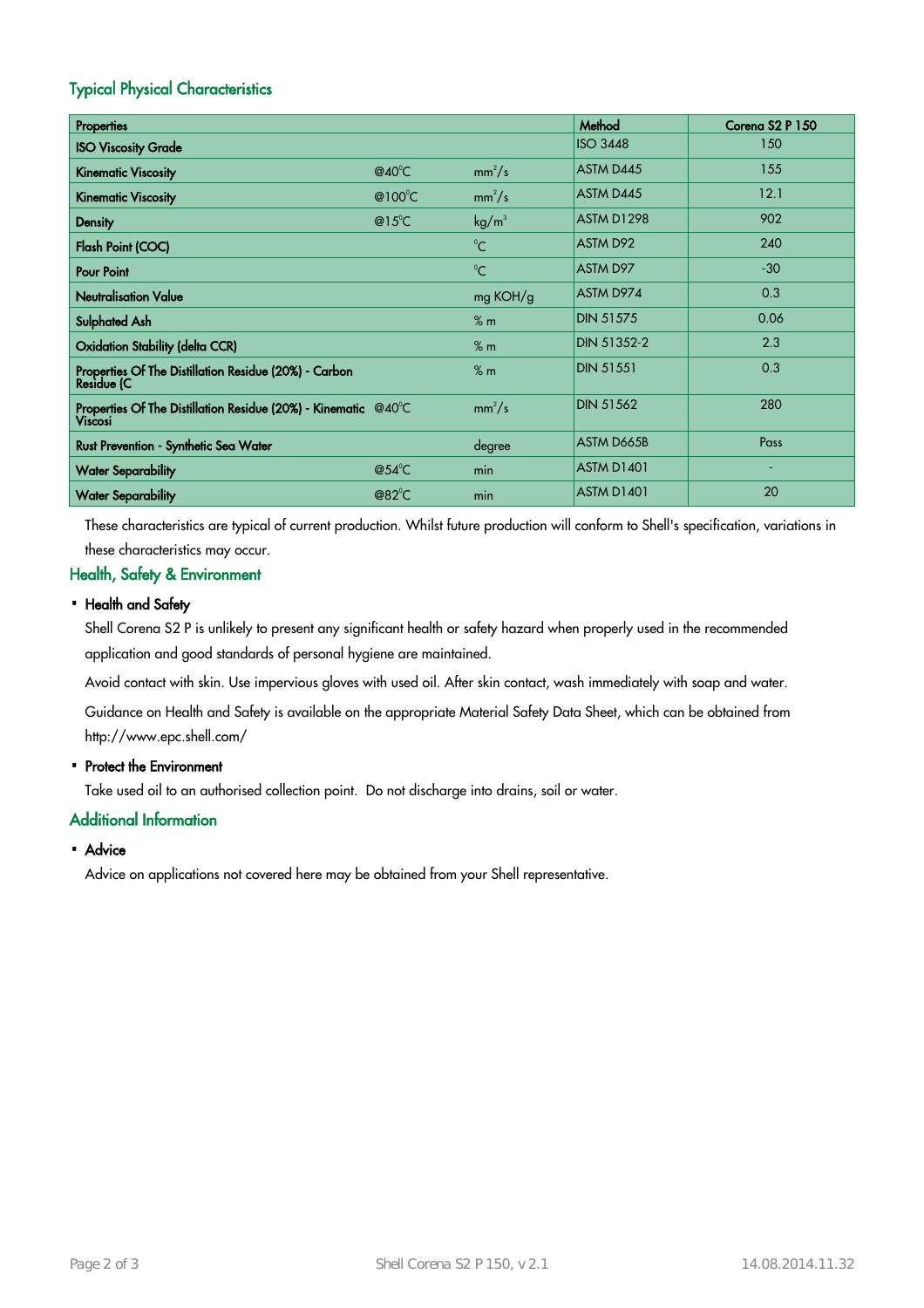## Typical Physical Characteristics

| Properties | | | Method | Corena S2 P 150 |
|---|---|---|---|---|
| ISO Viscosity Grade | | | ISO 3448 | 150 |
| Kinematic Viscosity | @40°C | $mm^2/s$ | ASTM D445 | 155 |
| Kinematic Viscosity | @100°C | $mm^2/s$ | ASTM D445 | 12.1 |
| Density | @15°C | $kg/m^3$ | ASTM D1298 | 902 |
| Flash Point (COC) | | °C | ASTM D92 | 240 |
| Pour Point | | °C | ASTM D97 | -30 |
| Neutralisation Value | | mg KOH/g | ASTM D974 | 0.3 |
| Sulphated Ash | | % m | DIN 51575 | 0.06 |
| Oxidation Stability (delta CCR) | | % m | DIN 51352-2 | 2.3 |
| Properties Of The Distillation Residue (20%) - Carbon Residue (C | | % m | DIN 51551 | 0.3 |
| Properties Of The Distillation Residue (20%) - Kinematic Viscosi | @40°C | $mm^2/s$ | DIN 51562 | 280 |
| Rust Prevention - Synthetic Sea Water | | degree | ASTM D665B | Pass |
| Water Separability | @54°C | min | ASTM D1401 | - |
| Water Separability | @82°C | min | ASTM D1401 | 20 |

These characteristics are typical of current production. Whilst future production will conform to Shell's specification, variations in these characteristics may occur.

## Health, Safety & Environment

- **Health and Safety**

Shell Corena S2 P is unlikely to present any significant health or safety hazard when properly used in the recommended application and good standards of personal hygiene are maintained.

Avoid contact with skin. Use impervious gloves with used oil. After skin contact, wash immediately with soap and water.

Guidance on Health and Safety is available on the appropriate Material Safety Data Sheet, which can be obtained from http://www.epc.shell.com/

- **Protect the Environment**

Take used oil to an authorised collection point. Do not discharge into drains, soil or water.

## Additional Information

- **Advice**

Advice on applications not covered here may be obtained from your Shell representative.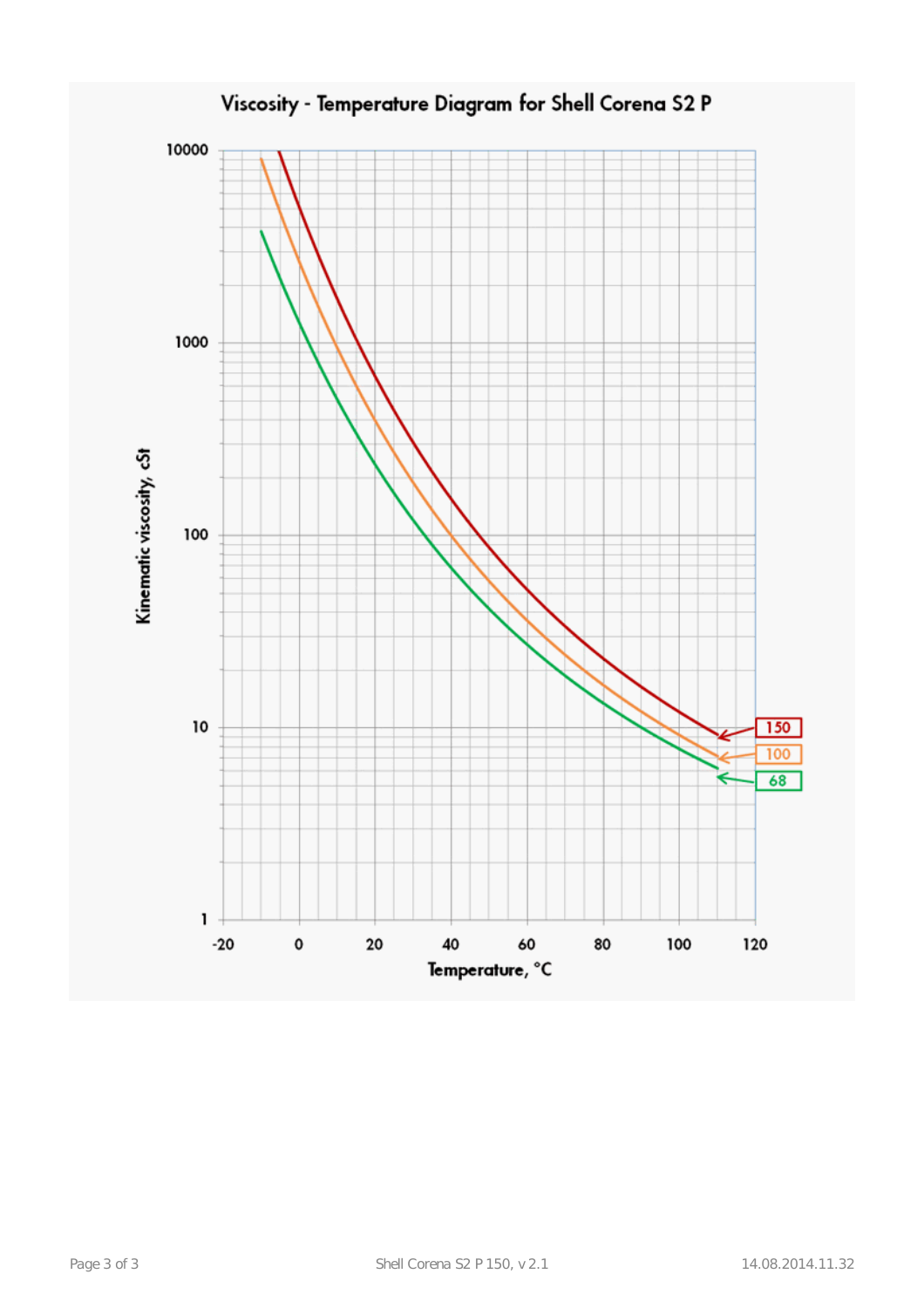## Viscosity - Temperature Diagram for Shell Corena S2 P

Kinematic viscosity, cSt

10000

1000

100

10

1

-20

0

20

40

60

80

100

120

Temperature, °C

150

100

68